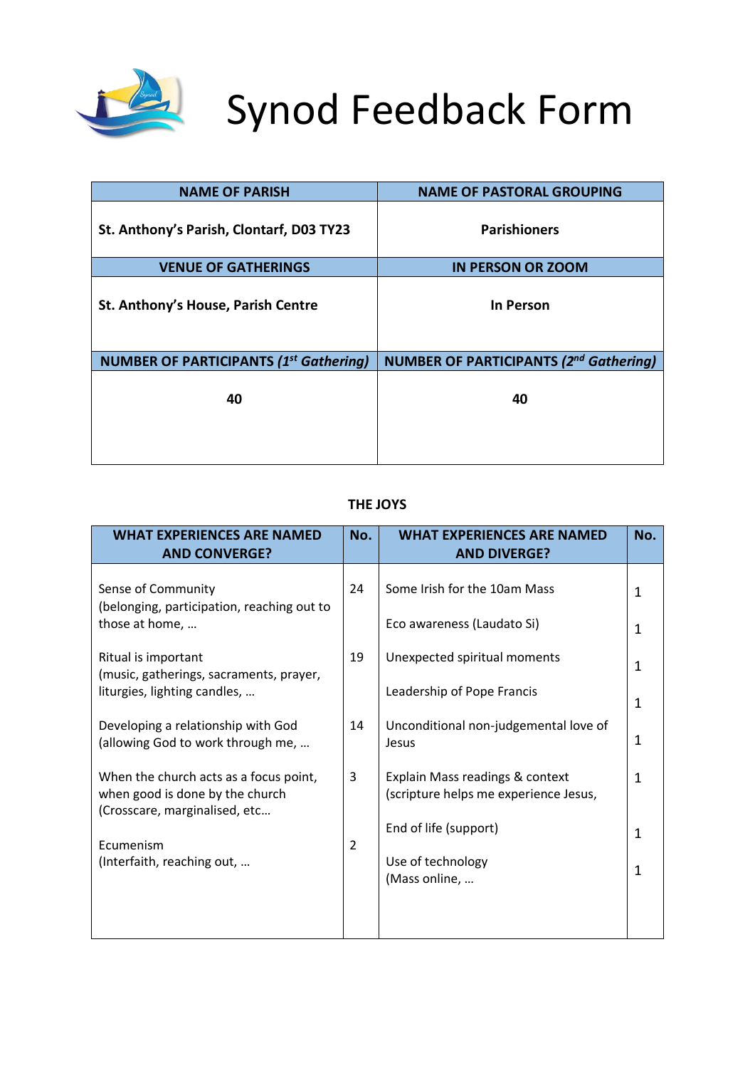# Synod Feedback Form

| NAME OF PARISH | NAME OF PASTORAL GROUPING |
|---|---|
| **St. Anthony's Parish, Clontarf, D03 TY23** | **Parishioners** |
| **VENUE OF GATHERINGS** | **IN PERSON OR ZOOM** |
| **St. Anthony's House, Parish Centre** | **In Person** |
| **NUMBER OF PARTICIPANTS (*1st Gathering*)** | **NUMBER OF PARTICIPANTS (*2nd Gathering*)** |
| **40** | **40** |

### THE JOYS

| WHAT EXPERIENCES ARE NAMED AND CONVERGE? | No. | WHAT EXPERIENCES ARE NAMED AND DIVERGE? | No. |
|---|---|---|---|
| Sense of Community (belonging, participation, reaching out to those at home, … | 24 | Some Irish for the 10am Mass | 1 |
| | | Eco awareness (Laudato Si) | 1 |
| Ritual is important (music, gatherings, sacraments, prayer, liturgies, lighting candles, … | 19 | Unexpected spiritual moments | 1 |
| | | Leadership of Pope Francis | 1 |
| Developing a relationship with God (allowing God to work through me, … | 14 | Unconditional non-judgemental love of Jesus | 1 |
| When the church acts as a focus point, when good is done by the church (Crosscare, marginalised, etc… | 3 | Explain Mass readings & context (scripture helps me experience Jesus, | 1 |
| | | End of life (support) | 1 |
| Ecumenism (Interfaith, reaching out, … | 2 | Use of technology (Mass online, … | 1 |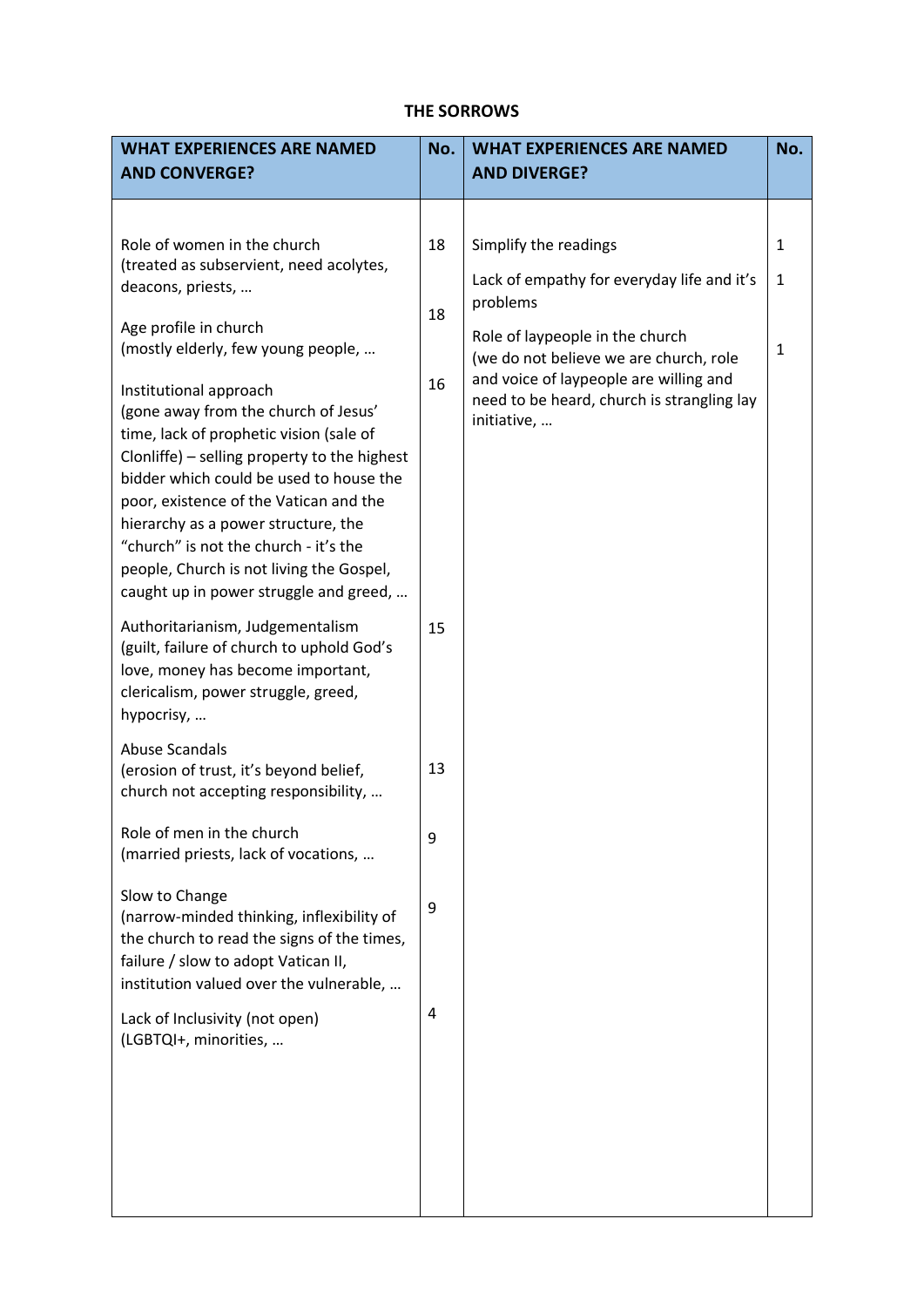# THE SORROWS

| WHAT EXPERIENCES ARE NAMED AND CONVERGE? | No. | WHAT EXPERIENCES ARE NAMED AND DIVERGE? | No. |
|---|---|---|---|
| Role of women in the church (treated as subservient, need acolytes, deacons, priests, … | 18 | Simplify the readings | 1 |
| Age profile in church (mostly elderly, few young people, … | 18 | Lack of empathy for everyday life and it's problems | 1 |
| Institutional approach (gone away from the church of Jesus' time, lack of prophetic vision (sale of Clonliffe) – selling property to the highest bidder which could be used to house the poor, existence of the Vatican and the hierarchy as a power structure, the "church" is not the church - it's the people, Church is not living the Gospel, caught up in power struggle and greed, … | 16 | Role of laypeople in the church (we do not believe we are church, role and voice of laypeople are willing and need to be heard, church is strangling lay initiative, … | 1 |
| Authoritarianism, Judgementalism (guilt, failure of church to uphold God's love, money has become important, clericalism, power struggle, greed, hypocrisy, … | 15 | | |
| Abuse Scandals (erosion of trust, it's beyond belief, church not accepting responsibility, … | 13 | | |
| Role of men in the church (married priests, lack of vocations, … | 9 | | |
| Slow to Change (narrow-minded thinking, inflexibility of the church to read the signs of the times, failure / slow to adopt Vatican II, institution valued over the vulnerable, … | 9 | | |
| Lack of Inclusivity (not open) (LGBTQI+, minorities, … | 4 | | |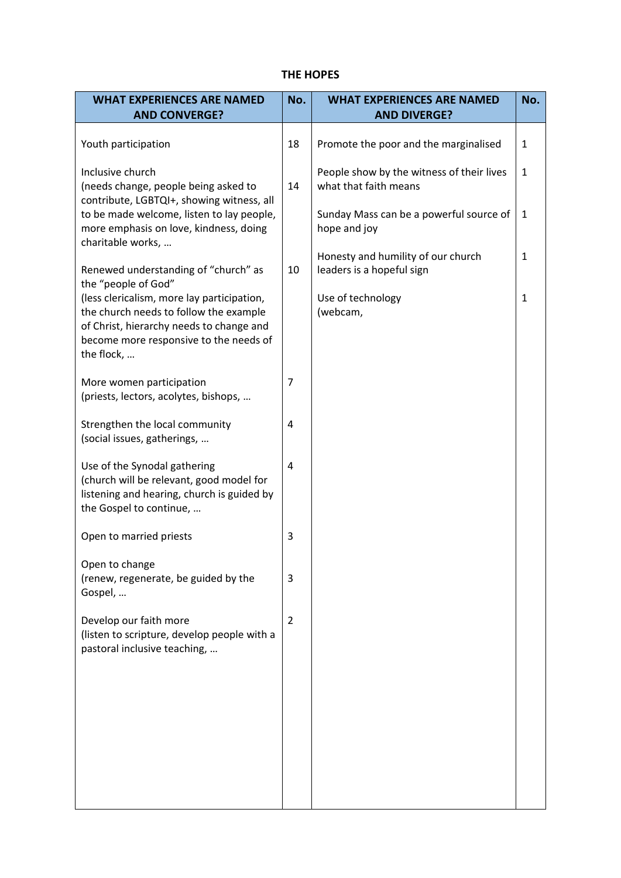## THE HOPES

| WHAT EXPERIENCES ARE NAMED AND CONVERGE? | No. | WHAT EXPERIENCES ARE NAMED AND DIVERGE? | No. |
|---|---|---|---|
| Youth participation | 18 | Promote the poor and the marginalised | 1 |
| Inclusive church (needs change, people being asked to contribute, LGBTQI+, showing witness, all to be made welcome, listen to lay people, more emphasis on love, kindness, doing charitable works, … | 14 | People show by the witness of their lives what that faith means | 1 |
| | | Sunday Mass can be a powerful source of hope and joy | 1 |
| Renewed understanding of "church" as the "people of God" (less clericalism, more lay participation, the church needs to follow the example of Christ, hierarchy needs to change and become more responsive to the needs of the flock, … | 10 | Honesty and humility of our church leaders is a hopeful sign | 1 |
| | | Use of technology (webcam, | 1 |
| More women participation (priests, lectors, acolytes, bishops, … | 7 | | |
| Strengthen the local community (social issues, gatherings, … | 4 | | |
| Use of the Synodal gathering (church will be relevant, good model for listening and hearing, church is guided by the Gospel to continue, … | 4 | | |
| Open to married priests | 3 | | |
| Open to change (renew, regenerate, be guided by the Gospel, … | 3 | | |
| Develop our faith more (listen to scripture, develop people with a pastoral inclusive teaching, … | 2 | | |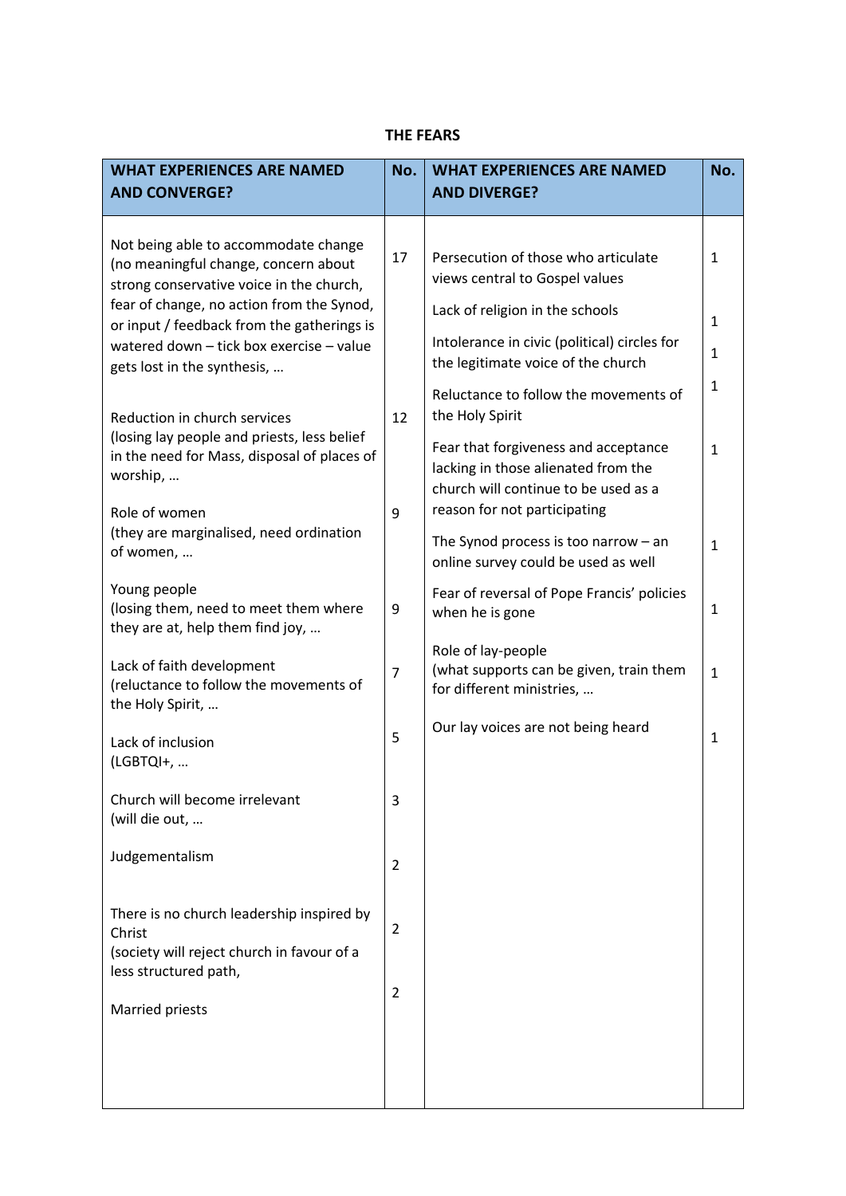**THE FEARS**

| WHAT EXPERIENCES ARE NAMED AND CONVERGE? | No. | WHAT EXPERIENCES ARE NAMED AND DIVERGE? | No. |
|---|---|---|---|
| Not being able to accommodate change (no meaningful change, concern about strong conservative voice in the church, fear of change, no action from the Synod, or input / feedback from the gatherings is watered down – tick box exercise – value gets lost in the synthesis, … | 17 | Persecution of those who articulate views central to Gospel values | 1 |
| Reduction in church services (losing lay people and priests, less belief in the need for Mass, disposal of places of worship, … | 12 | Lack of religion in the schools | 1 |
| Role of women (they are marginalised, need ordination of women, … | 9 | Intolerance in civic (political) circles for the legitimate voice of the church | 1 |
| Young people (losing them, need to meet them where they are at, help them find joy, … | 9 | Reluctance to follow the movements of the Holy Spirit | 1 |
| Lack of faith development (reluctance to follow the movements of the Holy Spirit, … | 7 | Fear that forgiveness and acceptance lacking in those alienated from the church will continue to be used as a reason for not participating | 1 |
| Lack of inclusion (LGBTQI+, … | 5 | The Synod process is too narrow – an online survey could be used as well | 1 |
| Church will become irrelevant (will die out, … | 3 | Fear of reversal of Pope Francis' policies when he is gone | 1 |
| Judgementalism | 2 | Role of lay-people (what supports can be given, train them for different ministries, … | 1 |
| There is no church leadership inspired by Christ (society will reject church in favour of a less structured path, | 2 | Our lay voices are not being heard | 1 |
| Married priests | 2 | | |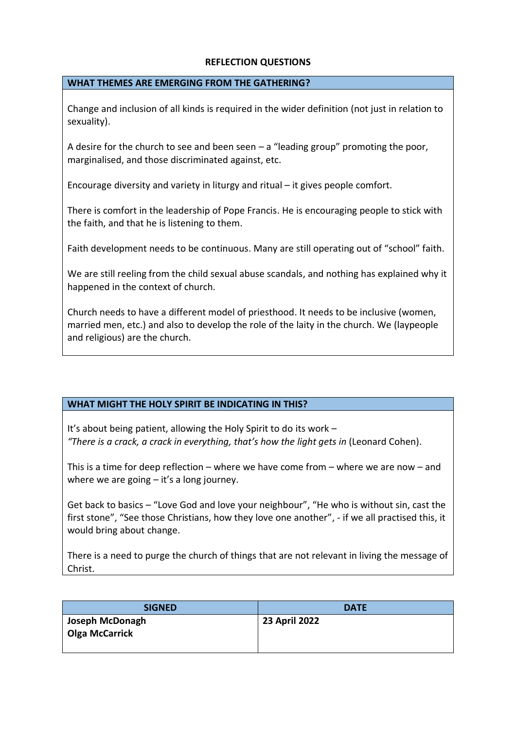## REFLECTION QUESTIONS

| WHAT THEMES ARE EMERGING FROM THE GATHERING? |
|---|
| Change and inclusion of all kinds is required in the wider definition (not just in relation to sexuality).<br><br>A desire for the church to see and been seen – a "leading group" promoting the poor, marginalised, and those discriminated against, etc.<br><br>Encourage diversity and variety in liturgy and ritual – it gives people comfort.<br><br>There is comfort in the leadership of Pope Francis. He is encouraging people to stick with the faith, and that he is listening to them.<br><br>Faith development needs to be continuous. Many are still operating out of "school" faith.<br><br>We are still reeling from the child sexual abuse scandals, and nothing has explained why it happened in the context of church.<br><br>Church needs to have a different model of priesthood. It needs to be inclusive (women, married men, etc.) and also to develop the role of the laity in the church. We (laypeople and religious) are the church. |

| WHAT MIGHT THE HOLY SPIRIT BE INDICATING IN THIS? |
|---|
| It's about being patient, allowing the Holy Spirit to do its work – *"There is a crack, a crack in everything, that's how the light gets in* (Leonard Cohen).<br><br>This is a time for deep reflection – where we have come from – where we are now – and where we are going – it's a long journey.<br><br>Get back to basics – "Love God and love your neighbour", "He who is without sin, cast the first stone", "See those Christians, how they love one another", - if we all practised this, it would bring about change.<br><br>There is a need to purge the church of things that are not relevant in living the message of Christ. |

| SIGNED | DATE |
|---|---|
| **Joseph McDonagh**<br>**Olga McCarrick** | **23 April 2022** |